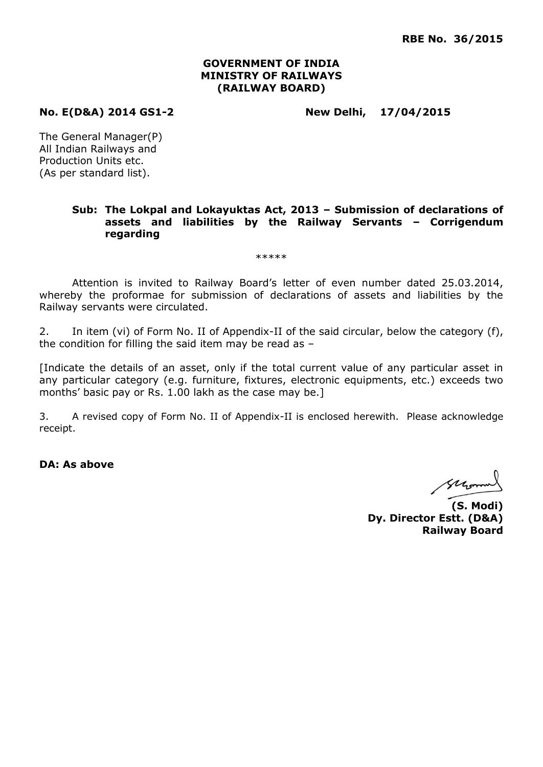**RBE No. 36/2015**

**GOVERNMENT OF INDIA**
**MINISTRY OF RAILWAYS**
**(RAILWAY BOARD)**

**No. E(D&A) 2014 GS1-2** **New Delhi, 17/04/2015**

The General Manager(P)
All Indian Railways and
Production Units etc.
(As per standard list).

**Sub: The Lokpal and Lokayuktas Act, 2013 – Submission of declarations of assets and liabilities by the Railway Servants – Corrigendum regarding**

*****

Attention is invited to Railway Board's letter of even number dated 25.03.2014, whereby the proformae for submission of declarations of assets and liabilities by the Railway servants were circulated.

2. In item (vi) of Form No. II of Appendix-II of the said circular, below the category (f), the condition for filling the said item may be read as –

[Indicate the details of an asset, only if the total current value of any particular asset in any particular category (e.g. furniture, fixtures, electronic equipments, etc.) exceeds two months' basic pay or Rs. 1.00 lakh as the case may be.]

3. A revised copy of Form No. II of Appendix-II is enclosed herewith. Please acknowledge receipt.

**DA: As above**

**(S. Modi)**
**Dy. Director Estt. (D&A)**
**Railway Board**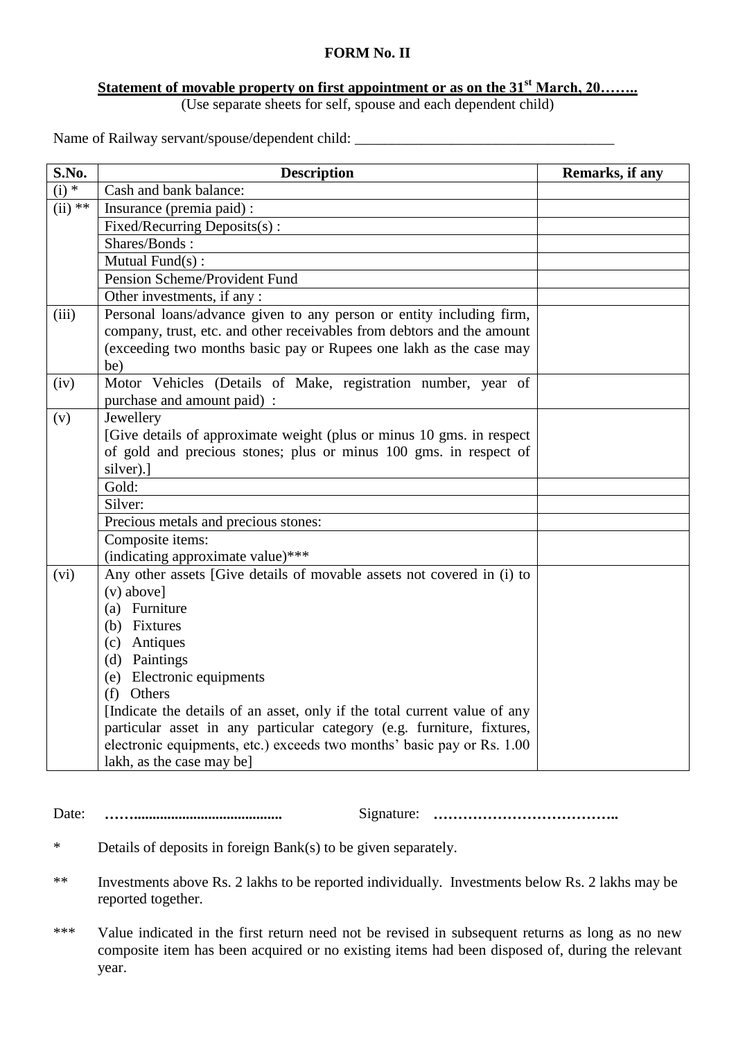# FORM No. II

**Statement of movable property on first appointment or as on the 31st March, 20……..**

(Use separate sheets for self, spouse and each dependent child)

Name of Railway servant/spouse/dependent child: ___________________________________

| S.No. | Description | Remarks, if any |
|---|---|---|
| (i) * | Cash and bank balance: | |
| (ii) ** | Insurance (premia paid) : | |
| | Fixed/Recurring Deposits(s) : | |
| | Shares/Bonds : | |
| | Mutual Fund(s) : | |
| | Pension Scheme/Provident Fund | |
| | Other investments, if any : | |
| (iii) | Personal loans/advance given to any person or entity including firm, company, trust, etc. and other receivables from debtors and the amount (exceeding two months basic pay or Rupees one lakh as the case may be) | |
| (iv) | Motor Vehicles (Details of Make, registration number, year of purchase and amount paid) : | |
| (v) | Jewellery<br>[Give details of approximate weight (plus or minus 10 gms. in respect of gold and precious stones; plus or minus 100 gms. in respect of silver).] | |
| | Gold: | |
| | Silver: | |
| | Precious metals and precious stones: | |
| | Composite items:<br>(indicating approximate value)*** | |
| (vi) | Any other assets [Give details of movable assets not covered in (i) to (v) above]<br>(a) Furniture<br>(b) Fixtures<br>(c) Antiques<br>(d) Paintings<br>(e) Electronic equipments<br>(f) Others<br>[Indicate the details of an asset, only if the total current value of any particular asset in any particular category (e.g. furniture, fixtures, electronic equipments, etc.) exceeds two months' basic pay or Rs. 1.00 lakh, as the case may be] | |

Date: **……........................................** Signature: **………………………………..**

\* Details of deposits in foreign Bank(s) to be given separately.

\*\* Investments above Rs. 2 lakhs to be reported individually. Investments below Rs. 2 lakhs may be reported together.

\*\*\* Value indicated in the first return need not be revised in subsequent returns as long as no new composite item has been acquired or no existing items had been disposed of, during the relevant year.